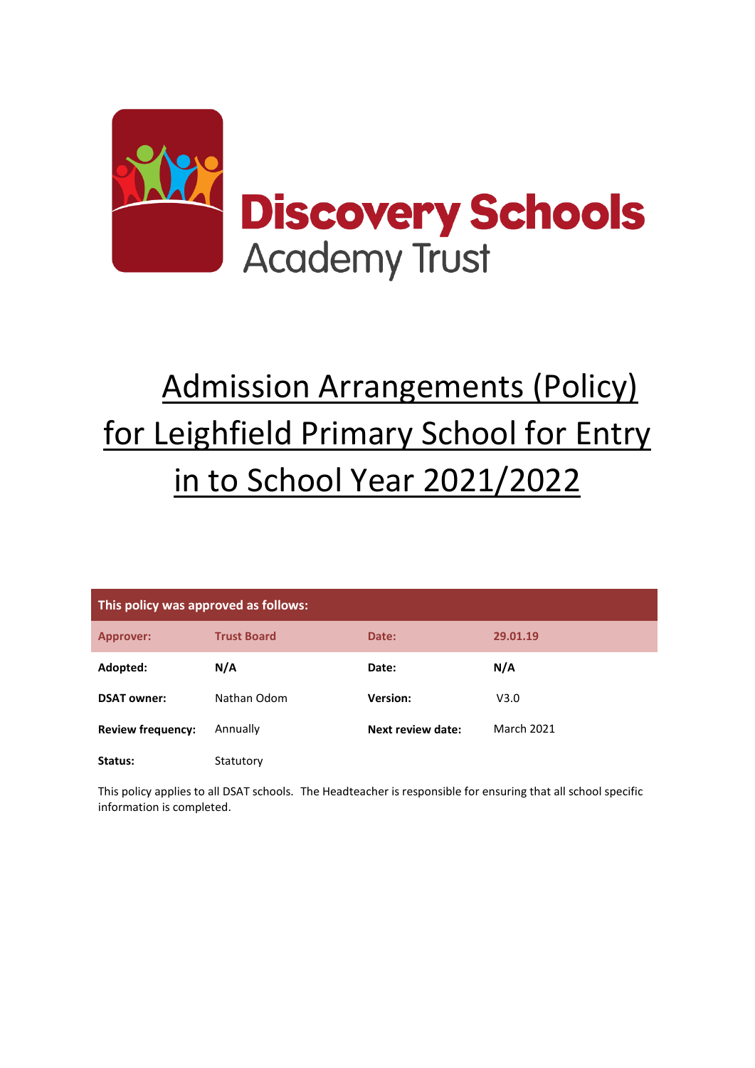Discovery Schools
Academy Trust

# Admission Arrangements (Policy) for Leighfield Primary School for Entry in to School Year 2021/2022

| This policy was approved as follows: | | | |
|---|---|---|---|
| **Approver:** | **Trust Board** | **Date:** | **29.01.19** |
| **Adopted:** | **N/A** | **Date:** | **N/A** |
| **DSAT owner:** | Nathan Odom | **Version:** | V3.0 |
| **Review frequency:** | Annually | **Next review date:** | March 2021 |
| **Status:** | Statutory | | |

This policy applies to all DSAT schools. The Headteacher is responsible for ensuring that all school specific information is completed.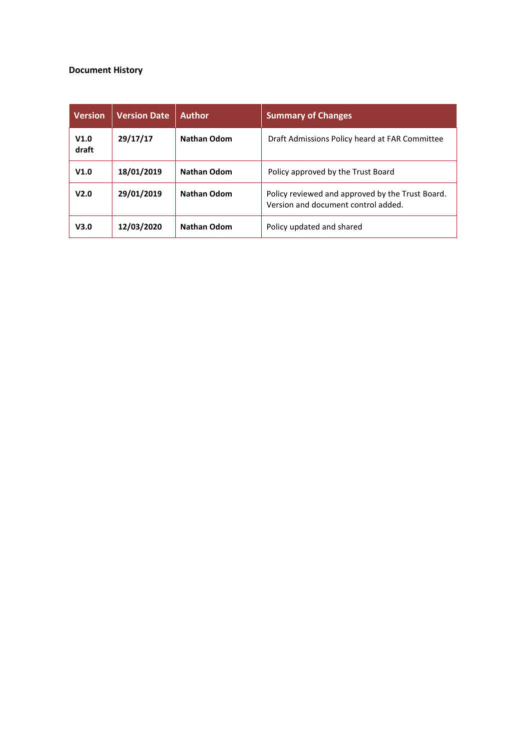**Document History**

| Version | Version Date | Author | Summary of Changes |
|---|---|---|---|
| **V1.0 draft** | **29/17/17** | **Nathan Odom** | Draft Admissions Policy heard at FAR Committee |
| **V1.0** | **18/01/2019** | **Nathan Odom** | Policy approved by the Trust Board |
| **V2.0** | **29/01/2019** | **Nathan Odom** | Policy reviewed and approved by the Trust Board. Version and document control added. |
| **V3.0** | **12/03/2020** | **Nathan Odom** | Policy updated and shared |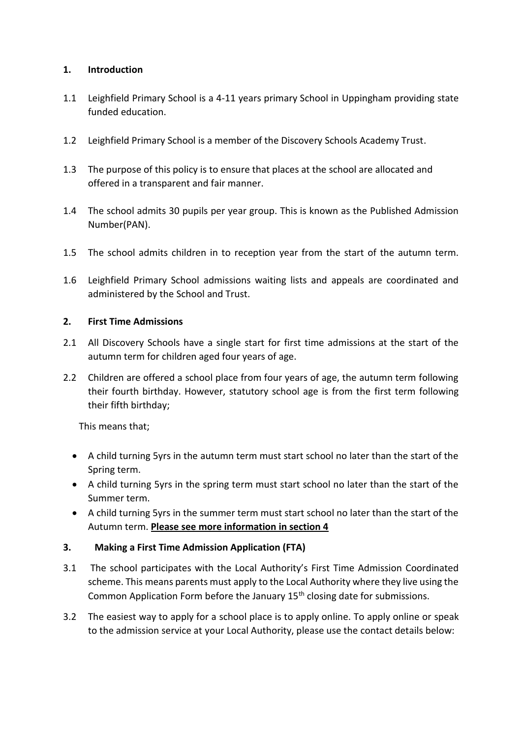## 1. Introduction

1.1 Leighfield Primary School is a 4-11 years primary School in Uppingham providing state funded education.

1.2 Leighfield Primary School is a member of the Discovery Schools Academy Trust.

1.3 The purpose of this policy is to ensure that places at the school are allocated and offered in a transparent and fair manner.

1.4 The school admits 30 pupils per year group. This is known as the Published Admission Number(PAN).

1.5 The school admits children in to reception year from the start of the autumn term.

1.6 Leighfield Primary School admissions waiting lists and appeals are coordinated and administered by the School and Trust.

## 2. First Time Admissions

2.1 All Discovery Schools have a single start for first time admissions at the start of the autumn term for children aged four years of age.

2.2 Children are offered a school place from four years of age, the autumn term following their fourth birthday. However, statutory school age is from the first term following their fifth birthday;

This means that;

- A child turning 5yrs in the autumn term must start school no later than the start of the Spring term.
- A child turning 5yrs in the spring term must start school no later than the start of the Summer term.
- A child turning 5yrs in the summer term must start school no later than the start of the Autumn term. **Please see more information in section 4**

## 3. Making a First Time Admission Application (FTA)

3.1 The school participates with the Local Authority's First Time Admission Coordinated scheme. This means parents must apply to the Local Authority where they live using the Common Application Form before the January 15th closing date for submissions.

3.2 The easiest way to apply for a school place is to apply online. To apply online or speak to the admission service at your Local Authority, please use the contact details below: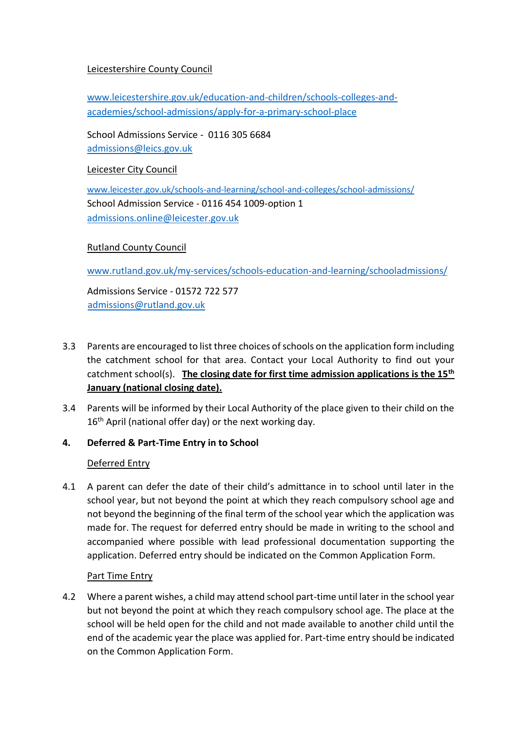Leicestershire County Council

www.leicestershire.gov.uk/education-and-children/schools-colleges-and-academies/school-admissions/apply-for-a-primary-school-place

School Admissions Service - 0116 305 6684
admissions@leics.gov.uk

Leicester City Council

www.leicester.gov.uk/schools-and-learning/school-and-colleges/school-admissions/
School Admission Service - 0116 454 1009-option 1
admissions.online@leicester.gov.uk

Rutland County Council

www.rutland.gov.uk/my-services/schools-education-and-learning/schooladmissions/

Admissions Service - 01572 722 577
admissions@rutland.gov.uk

3.3 Parents are encouraged to list three choices of schools on the application form including the catchment school for that area. Contact your Local Authority to find out your catchment school(s). **The closing date for first time admission applications is the 15th January (national closing date).**

3.4 Parents will be informed by their Local Authority of the place given to their child on the 16th April (national offer day) or the next working day.

**4. Deferred & Part-Time Entry in to School**

Deferred Entry

4.1 A parent can defer the date of their child's admittance in to school until later in the school year, but not beyond the point at which they reach compulsory school age and not beyond the beginning of the final term of the school year which the application was made for. The request for deferred entry should be made in writing to the school and accompanied where possible with lead professional documentation supporting the application. Deferred entry should be indicated on the Common Application Form.

Part Time Entry

4.2 Where a parent wishes, a child may attend school part-time until later in the school year but not beyond the point at which they reach compulsory school age. The place at the school will be held open for the child and not made available to another child until the end of the academic year the place was applied for. Part-time entry should be indicated on the Common Application Form.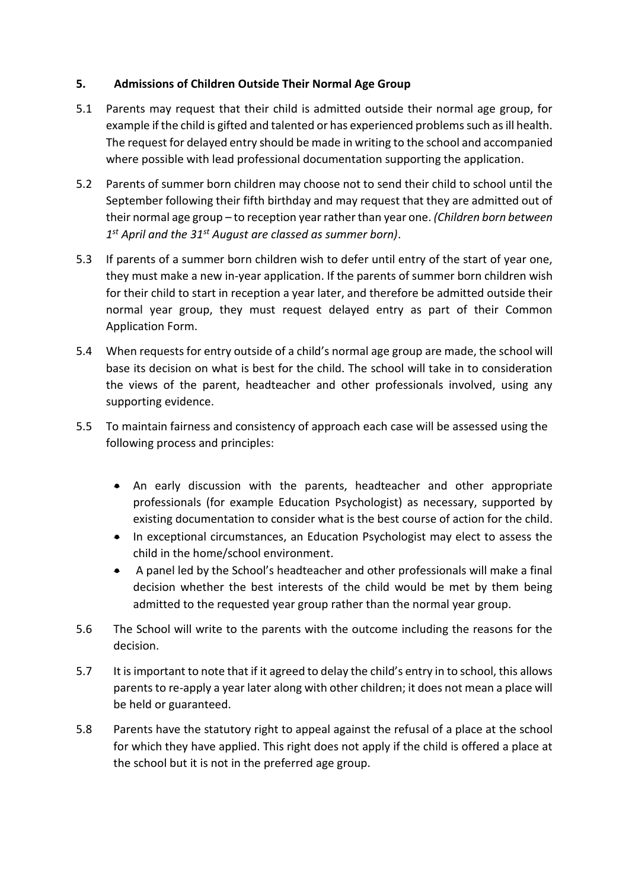## 5. Admissions of Children Outside Their Normal Age Group

5.1 Parents may request that their child is admitted outside their normal age group, for example if the child is gifted and talented or has experienced problems such as ill health. The request for delayed entry should be made in writing to the school and accompanied where possible with lead professional documentation supporting the application.

5.2 Parents of summer born children may choose not to send their child to school until the September following their fifth birthday and may request that they are admitted out of their normal age group – to reception year rather than year one. *(Children born between 1st April and the 31st August are classed as summer born)*.

5.3 If parents of a summer born children wish to defer until entry of the start of year one, they must make a new in-year application. If the parents of summer born children wish for their child to start in reception a year later, and therefore be admitted outside their normal year group, they must request delayed entry as part of their Common Application Form.

5.4 When requests for entry outside of a child's normal age group are made, the school will base its decision on what is best for the child. The school will take in to consideration the views of the parent, headteacher and other professionals involved, using any supporting evidence.

5.5 To maintain fairness and consistency of approach each case will be assessed using the following process and principles:

- An early discussion with the parents, headteacher and other appropriate professionals (for example Education Psychologist) as necessary, supported by existing documentation to consider what is the best course of action for the child.
- In exceptional circumstances, an Education Psychologist may elect to assess the child in the home/school environment.
- A panel led by the School's headteacher and other professionals will make a final decision whether the best interests of the child would be met by them being admitted to the requested year group rather than the normal year group.

5.6 The School will write to the parents with the outcome including the reasons for the decision.

5.7 It is important to note that if it agreed to delay the child's entry in to school, this allows parents to re-apply a year later along with other children; it does not mean a place will be held or guaranteed.

5.8 Parents have the statutory right to appeal against the refusal of a place at the school for which they have applied. This right does not apply if the child is offered a place at the school but it is not in the preferred age group.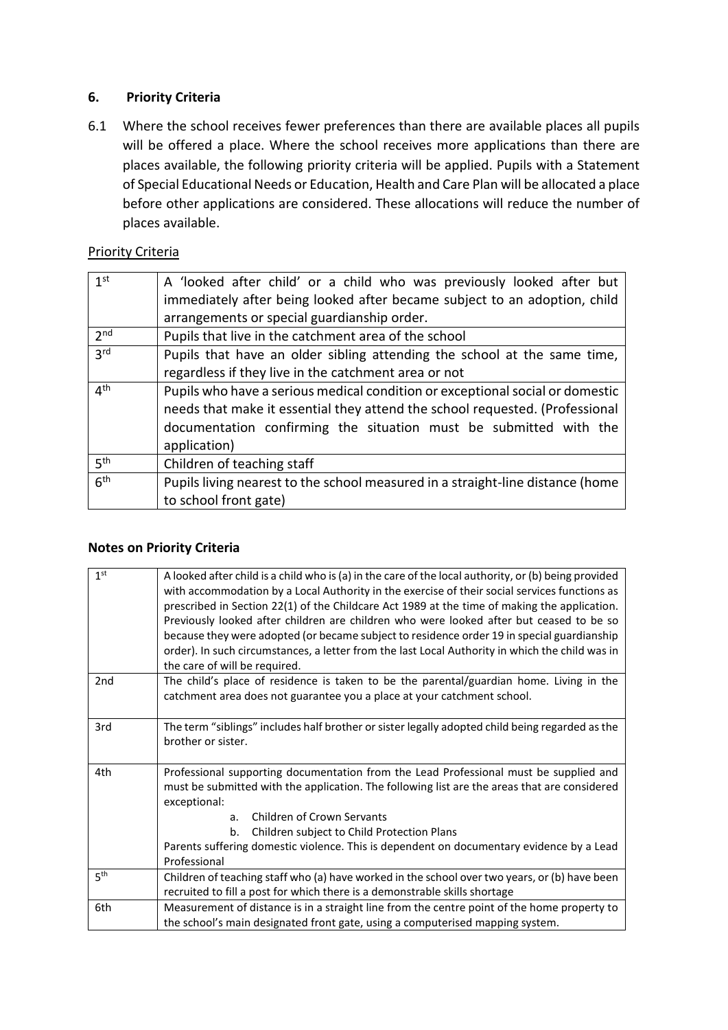## 6. Priority Criteria

6.1 Where the school receives fewer preferences than there are available places all pupils will be offered a place. Where the school receives more applications than there are places available, the following priority criteria will be applied. Pupils with a Statement of Special Educational Needs or Education, Health and Care Plan will be allocated a place before other applications are considered. These allocations will reduce the number of places available.

Priority Criteria

| | |
|---|---|
| 1st | A 'looked after child' or a child who was previously looked after but immediately after being looked after became subject to an adoption, child arrangements or special guardianship order. |
| 2nd | Pupils that live in the catchment area of the school |
| 3rd | Pupils that have an older sibling attending the school at the same time, regardless if they live in the catchment area or not |
| 4th | Pupils who have a serious medical condition or exceptional social or domestic needs that make it essential they attend the school requested. (Professional documentation confirming the situation must be submitted with the application) |
| 5th | Children of teaching staff |
| 6th | Pupils living nearest to the school measured in a straight-line distance (home to school front gate) |

### Notes on Priority Criteria

| | |
|---|---|
| 1st | A looked after child is a child who is (a) in the care of the local authority, or (b) being provided with accommodation by a Local Authority in the exercise of their social services functions as prescribed in Section 22(1) of the Childcare Act 1989 at the time of making the application. Previously looked after children are children who were looked after but ceased to be so because they were adopted (or became subject to residence order 19 in special guardianship order). In such circumstances, a letter from the last Local Authority in which the child was in the care of will be required. |
| 2nd | The child's place of residence is taken to be the parental/guardian home. Living in the catchment area does not guarantee you a place at your catchment school. |
| 3rd | The term "siblings" includes half brother or sister legally adopted child being regarded as the brother or sister. |
| 4th | Professional supporting documentation from the Lead Professional must be supplied and must be submitted with the application. The following list are the areas that are considered exceptional:<br>a. Children of Crown Servants<br>b. Children subject to Child Protection Plans<br>Parents suffering domestic violence. This is dependent on documentary evidence by a Lead Professional |
| 5th | Children of teaching staff who (a) have worked in the school over two years, or (b) have been recruited to fill a post for which there is a demonstrable skills shortage |
| 6th | Measurement of distance is in a straight line from the centre point of the home property to the school's main designated front gate, using a computerised mapping system. |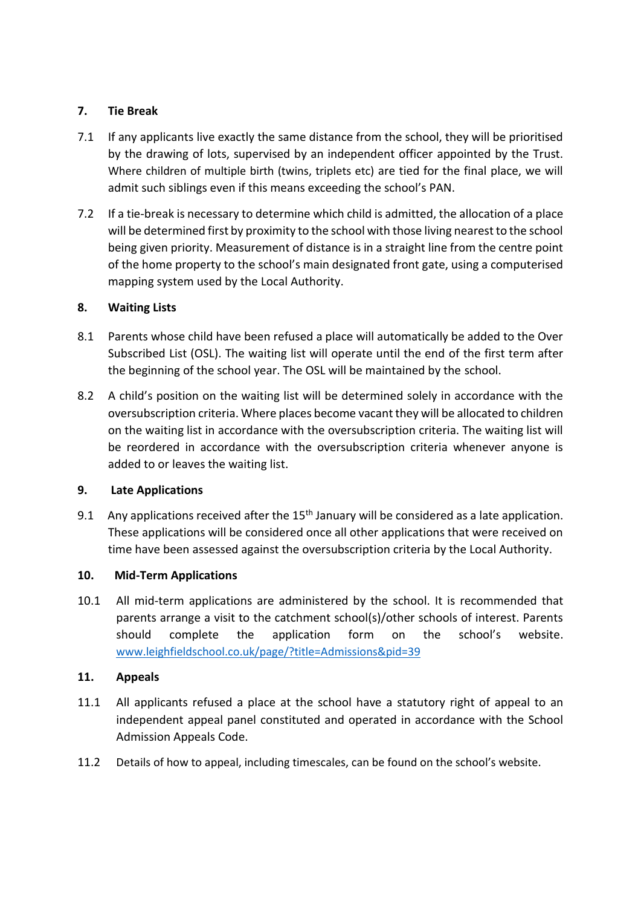## 7. Tie Break

7.1 If any applicants live exactly the same distance from the school, they will be prioritised by the drawing of lots, supervised by an independent officer appointed by the Trust. Where children of multiple birth (twins, triplets etc) are tied for the final place, we will admit such siblings even if this means exceeding the school's PAN.

7.2 If a tie-break is necessary to determine which child is admitted, the allocation of a place will be determined first by proximity to the school with those living nearest to the school being given priority. Measurement of distance is in a straight line from the centre point of the home property to the school's main designated front gate, using a computerised mapping system used by the Local Authority.

## 8. Waiting Lists

8.1 Parents whose child have been refused a place will automatically be added to the Over Subscribed List (OSL). The waiting list will operate until the end of the first term after the beginning of the school year. The OSL will be maintained by the school.

8.2 A child's position on the waiting list will be determined solely in accordance with the oversubscription criteria. Where places become vacant they will be allocated to children on the waiting list in accordance with the oversubscription criteria. The waiting list will be reordered in accordance with the oversubscription criteria whenever anyone is added to or leaves the waiting list.

## 9. Late Applications

9.1 Any applications received after the 15th January will be considered as a late application. These applications will be considered once all other applications that were received on time have been assessed against the oversubscription criteria by the Local Authority.

## 10. Mid-Term Applications

10.1 All mid-term applications are administered by the school. It is recommended that parents arrange a visit to the catchment school(s)/other schools of interest. Parents should complete the application form on the school's website. [www.leighfieldschool.co.uk/page/?title=Admissions&pid=39](www.leighfieldschool.co.uk/page/?title=Admissions&pid=39)

## 11. Appeals

11.1 All applicants refused a place at the school have a statutory right of appeal to an independent appeal panel constituted and operated in accordance with the School Admission Appeals Code.

11.2 Details of how to appeal, including timescales, can be found on the school's website.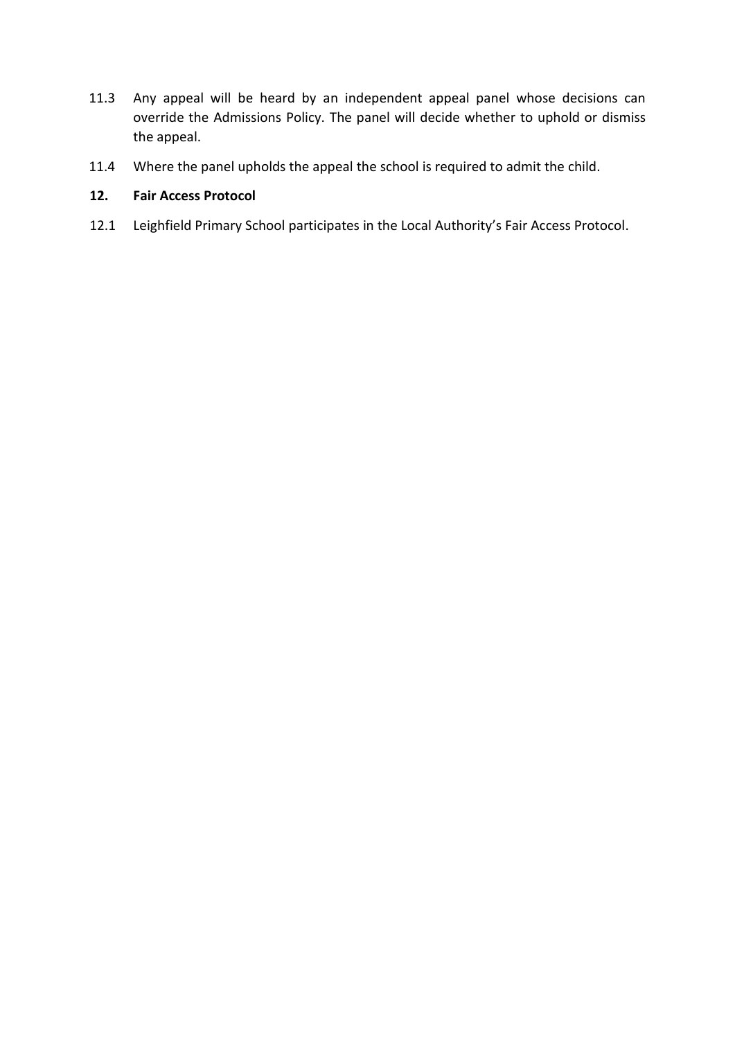11.3 Any appeal will be heard by an independent appeal panel whose decisions can override the Admissions Policy. The panel will decide whether to uphold or dismiss the appeal.

11.4 Where the panel upholds the appeal the school is required to admit the child.

## 12. Fair Access Protocol

12.1 Leighfield Primary School participates in the Local Authority's Fair Access Protocol.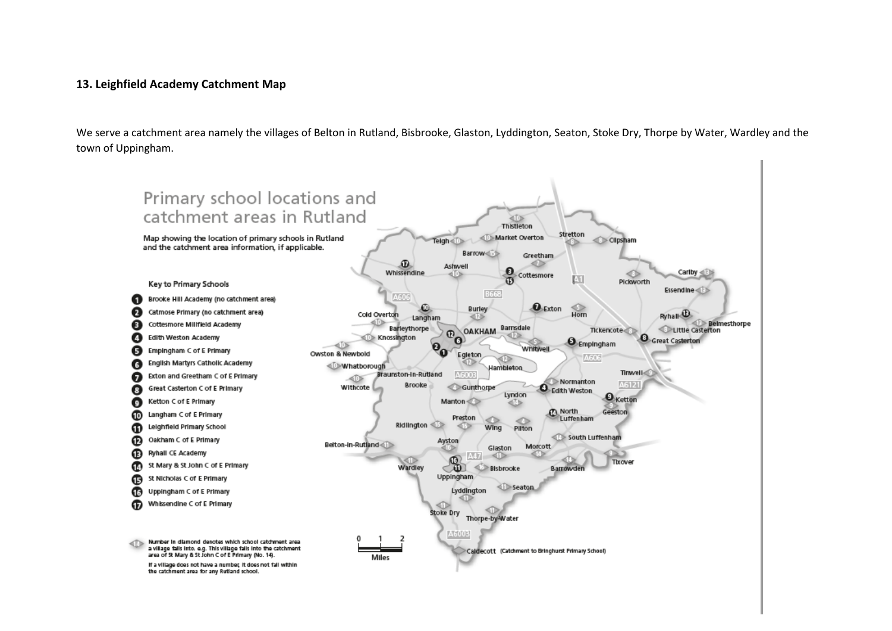**13. Leighfield Academy Catchment Map**

We serve a catchment area namely the villages of Belton in Rutland, Bisbrooke, Glaston, Lyddington, Seaton, Stoke Dry, Thorpe by Water, Wardley and the town of Uppingham.

Primary school locations and catchment areas in Rutland

Map showing the location of primary schools in Rutland and the catchment area information, if applicable.

Key to Primary Schools

1. Brooke Hill Academy (no catchment area)
2. Catmose Primary (no catchment area)
3. Cottesmore Millfield Academy
4. Edith Weston Academy
5. Empingham C of E Primary
6. English Martyrs Catholic Academy
7. Exton and Greetham C of E Primary
8. Great Casterton C of E Primary
9. Ketton C of E Primary
10. Langham C of E Primary
11. Leighfield Primary School
12. Oakham C of E Primary
13. Ryhall CE Academy
14. St Mary & St John C of E Primary
15. St Nicholas C of E Primary
16. Uppingham C of E Primary
17. Whissendine C of E Primary

Number in diamond denotes which school catchment area a village falls into. e.g. This village falls into the catchment area of St Mary & St John C of E Primary (No. 14).

If a village does not have a number, it does not fall within the catchment area for any Rutland school.

0 1 2
Miles

Caldecott (Catchment to Bringhurst Primary School)